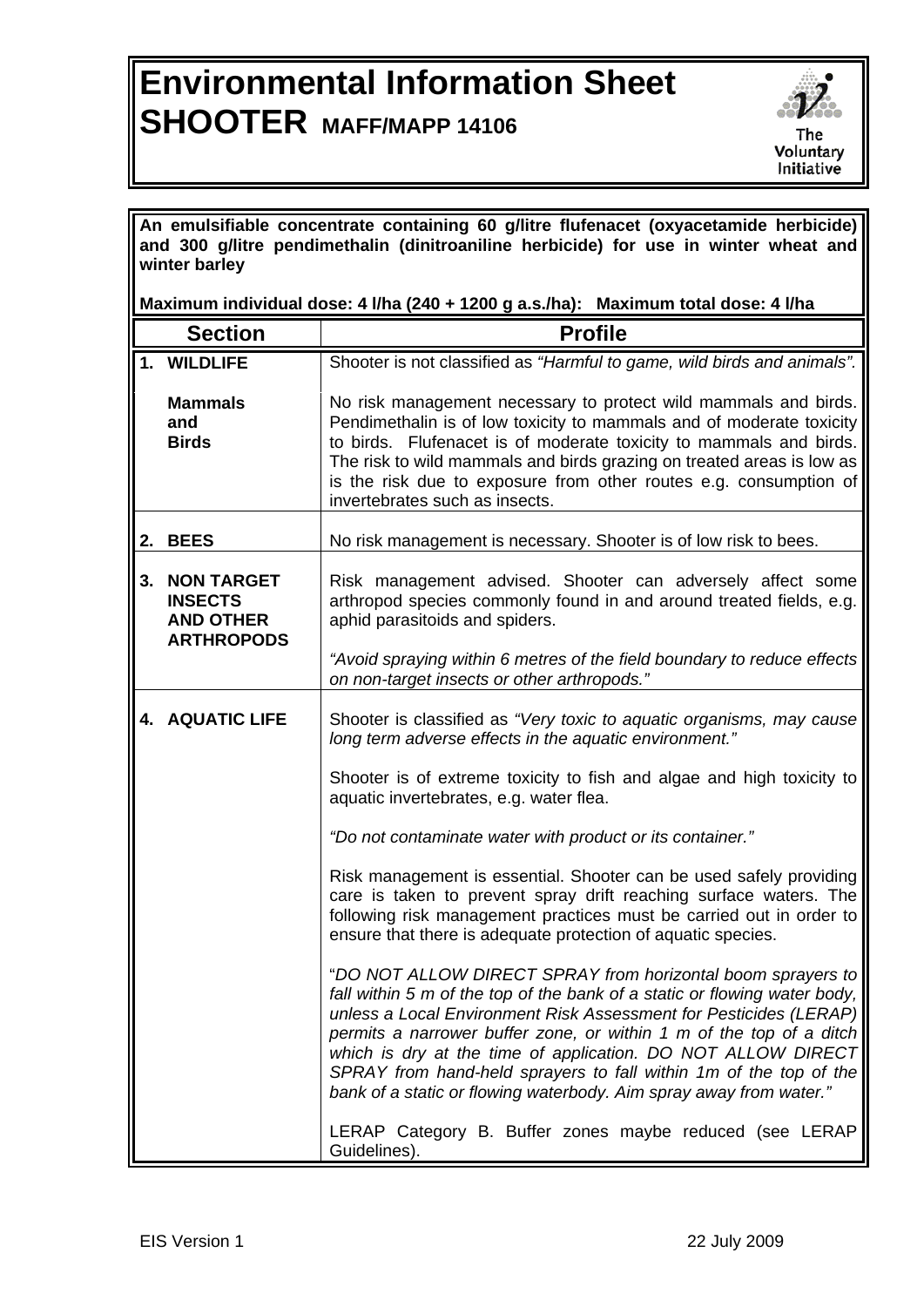# Environmental Information Sheet
# SHOOTER MAFF/MAPP 14106

The Voluntary Initiative

**An emulsifiable concentrate containing 60 g/litre flufenacet (oxyacetamide herbicide) and 300 g/litre pendimethalin (dinitroaniline herbicide) for use in winter wheat and winter barley**

**Maximum individual dose: 4 l/ha (240 + 1200 g a.s./ha): Maximum total dose: 4 l/ha**

| Section | Profile |
|---|---|
| **1. WILDLIFE**<br><br>**Mammals and Birds** | Shooter is not classified as *"Harmful to game, wild birds and animals".*<br><br>No risk management necessary to protect wild mammals and birds. Pendimethalin is of low toxicity to mammals and of moderate toxicity to birds. Flufenacet is of moderate toxicity to mammals and birds. The risk to wild mammals and birds grazing on treated areas is low as is the risk due to exposure from other routes e.g. consumption of invertebrates such as insects. |
| **2. BEES** | No risk management is necessary. Shooter is of low risk to bees. |
| **3. NON TARGET INSECTS AND OTHER ARTHROPODS** | Risk management advised. Shooter can adversely affect some arthropod species commonly found in and around treated fields, e.g. aphid parasitoids and spiders.<br><br>*"Avoid spraying within 6 metres of the field boundary to reduce effects on non-target insects or other arthropods."* |
| **4. AQUATIC LIFE** | Shooter is classified as *"Very toxic to aquatic organisms, may cause long term adverse effects in the aquatic environment."*<br><br>Shooter is of extreme toxicity to fish and algae and high toxicity to aquatic invertebrates, e.g. water flea.<br><br>*"Do not contaminate water with product or its container."*<br><br>Risk management is essential. Shooter can be used safely providing care is taken to prevent spray drift reaching surface waters. The following risk management practices must be carried out in order to ensure that there is adequate protection of aquatic species.<br><br>"*DO NOT ALLOW DIRECT SPRAY from horizontal boom sprayers to fall within 5 m of the top of the bank of a static or flowing water body, unless a Local Environment Risk Assessment for Pesticides (LERAP) permits a narrower buffer zone, or within 1 m of the top of a ditch which is dry at the time of application. DO NOT ALLOW DIRECT SPRAY from hand-held sprayers to fall within 1m of the top of the bank of a static or flowing waterbody. Aim spray away from water."*<br><br>LERAP Category B. Buffer zones maybe reduced (see LERAP Guidelines). |

EIS Version 1 22 July 2009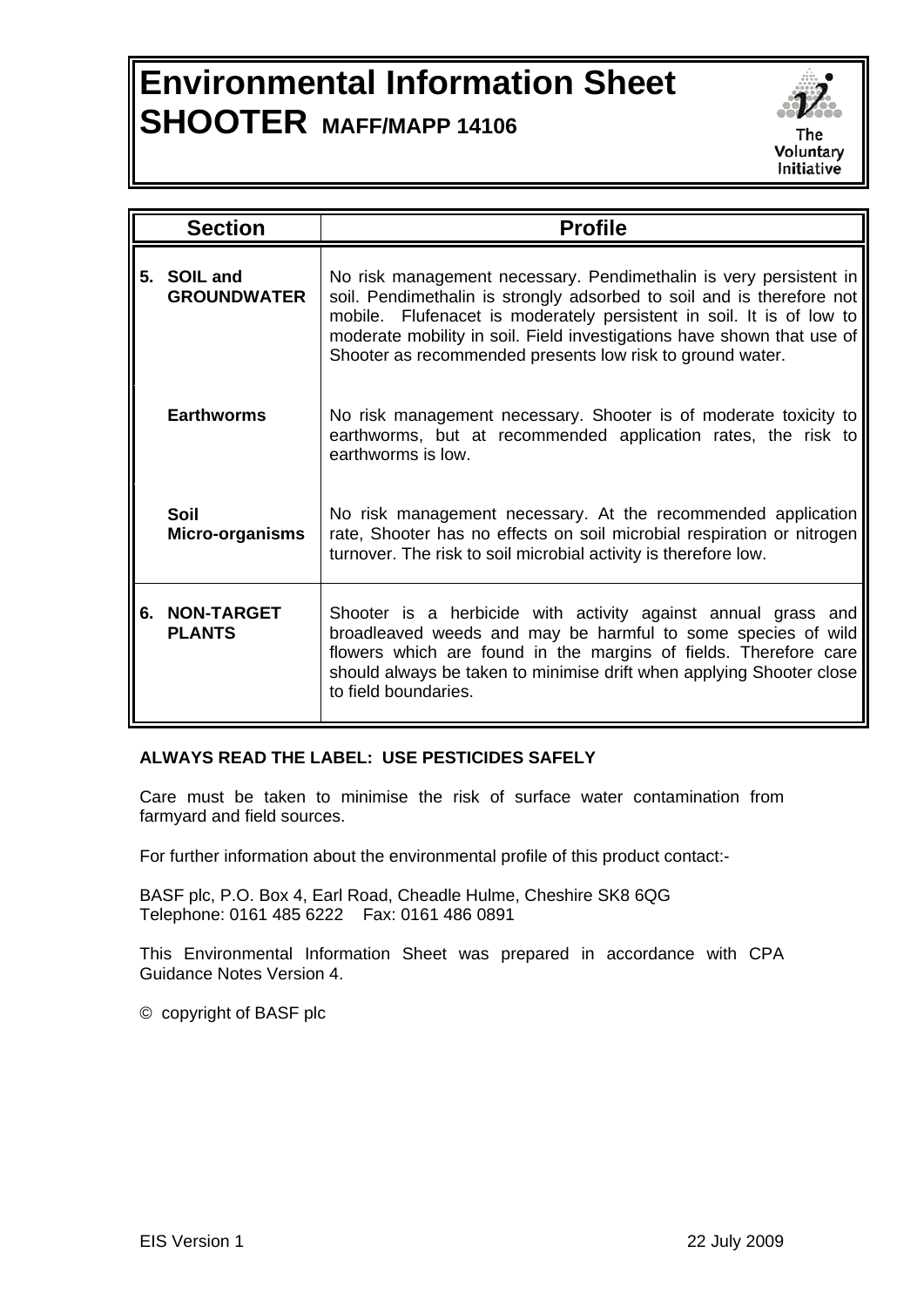# Environmental Information Sheet
# SHOOTER MAFF/MAPP 14106

| Section | Profile |
|---|---|
| **5. SOIL and GROUNDWATER** | No risk management necessary. Pendimethalin is very persistent in soil. Pendimethalin is strongly adsorbed to soil and is therefore not mobile. Flufenacet is moderately persistent in soil. It is of low to moderate mobility in soil. Field investigations have shown that use of Shooter as recommended presents low risk to ground water. |
| **Earthworms** | No risk management necessary. Shooter is of moderate toxicity to earthworms, but at recommended application rates, the risk to earthworms is low. |
| **Soil Micro-organisms** | No risk management necessary. At the recommended application rate, Shooter has no effects on soil microbial respiration or nitrogen turnover. The risk to soil microbial activity is therefore low. |
| **6. NON-TARGET PLANTS** | Shooter is a herbicide with activity against annual grass and broadleaved weeds and may be harmful to some species of wild flowers which are found in the margins of fields. Therefore care should always be taken to minimise drift when applying Shooter close to field boundaries. |

**ALWAYS READ THE LABEL: USE PESTICIDES SAFELY**

Care must be taken to minimise the risk of surface water contamination from farmyard and field sources.

For further information about the environmental profile of this product contact:-

BASF plc, P.O. Box 4, Earl Road, Cheadle Hulme, Cheshire SK8 6QG
Telephone: 0161 485 6222 Fax: 0161 486 0891

This Environmental Information Sheet was prepared in accordance with CPA Guidance Notes Version 4.

© copyright of BASF plc

EIS Version 1 22 July 2009